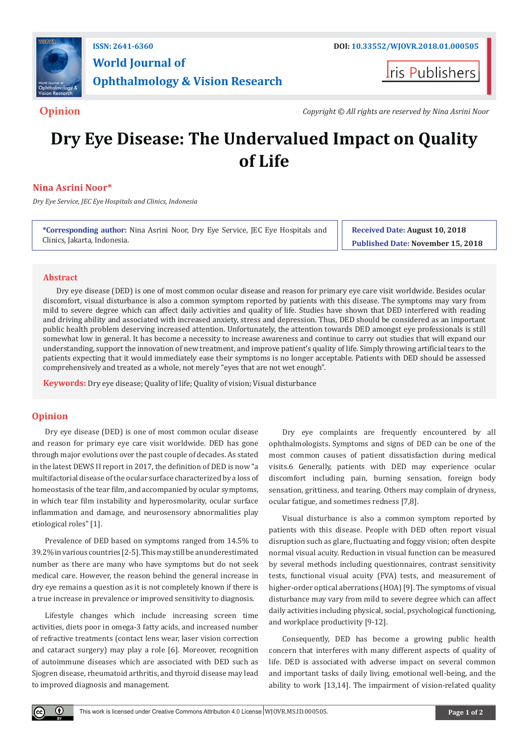ISSN: 2641-6360

DOI: 10.33552/WJOVR.2018.01.000505

**World Journal of Ophthalmology & Vision Research**

Iris Publishers

**Opinion**

*Copyright © All rights are reserved by Nina Asrini Noor*

# Dry Eye Disease: The Undervalued Impact on Quality of Life

**Nina Asrini Noor***

*Dry Eye Service, JEC Eye Hospitals and Clinics, Indonesia*

**\*Corresponding author:** Nina Asrini Noor, Dry Eye Service, JEC Eye Hospitals and Clinics, Jakarta, Indonesia.

**Received Date:** August 10, 2018

**Published Date:** November 15, 2018

## Abstract

Dry eye disease (DED) is one of most common ocular disease and reason for primary eye care visit worldwide. Besides ocular discomfort, visual disturbance is also a common symptom reported by patients with this disease. The symptoms may vary from mild to severe degree which can affect daily activities and quality of life. Studies have shown that DED interfered with reading and driving ability and associated with increased anxiety, stress and depression. Thus, DED should be considered as an important public health problem deserving increased attention. Unfortunately, the attention towards DED amongst eye professionals is still somewhat low in general. It has become a necessity to increase awareness and continue to carry out studies that will expand our understanding, support the innovation of new treatment, and improve patient's quality of life. Simply throwing artificial tears to the patients expecting that it would immediately ease their symptoms is no longer acceptable. Patients with DED should be assessed comprehensively and treated as a whole, not merely "eyes that are not wet enough".

**Keywords:** Dry eye disease; Quality of life; Quality of vision; Visual disturbance

## Opinion

Dry eye disease (DED) is one of most common ocular disease and reason for primary eye care visit worldwide. DED has gone through major evolutions over the past couple of decades. As stated in the latest DEWS II report in 2017, the definition of DED is now "a multifactorial disease of the ocular surface characterized by a loss of homeostasis of the tear film, and accompanied by ocular symptoms, in which tear film instability and hyperosmolarity, ocular surface inflammation and damage, and neurosensory abnormalities play etiological roles" [1].

Prevalence of DED based on symptoms ranged from 14.5% to 39.2% in various countries [2-5]. This may still be an underestimated number as there are many who have symptoms but do not seek medical care. However, the reason behind the general increase in dry eye remains a question as it is not completely known if there is a true increase in prevalence or improved sensitivity to diagnosis.

Lifestyle changes which include increasing screen time activities, diets poor in omega-3 fatty acids, and increased number of refractive treatments (contact lens wear, laser vision correction and cataract surgery) may play a role [6]. Moreover, recognition of autoimmune diseases which are associated with DED such as Sjogren disease, rheumatoid arthritis, and thyroid disease may lead to improved diagnosis and management.

Dry eye complaints are frequently encountered by all ophthalmologists. Symptoms and signs of DED can be one of the most common causes of patient dissatisfaction during medical visits.6 Generally, patients with DED may experience ocular discomfort including pain, burning sensation, foreign body sensation, grittiness, and tearing. Others may complain of dryness, ocular fatigue, and sometimes redness [7,8].

Visual disturbance is also a common symptom reported by patients with this disease. People with DED often report visual disruption such as glare, fluctuating and foggy vision; often despite normal visual acuity. Reduction in visual function can be measured by several methods including questionnaires, contrast sensitivity tests, functional visual acuity (FVA) tests, and measurement of higher-order optical aberrations (HOA) [9]. The symptoms of visual disturbance may vary from mild to severe degree which can affect daily activities including physical, social, psychological functioning, and workplace productivity [9-12].

Consequently, DED has become a growing public health concern that interferes with many different aspects of quality of life. DED is associated with adverse impact on several common and important tasks of daily living, emotional well-being, and the ability to work [13,14]. The impairment of vision-related quality

This work is licensed under Creative Commons Attribution 4.0 License WJOVR.MS.ID.000505.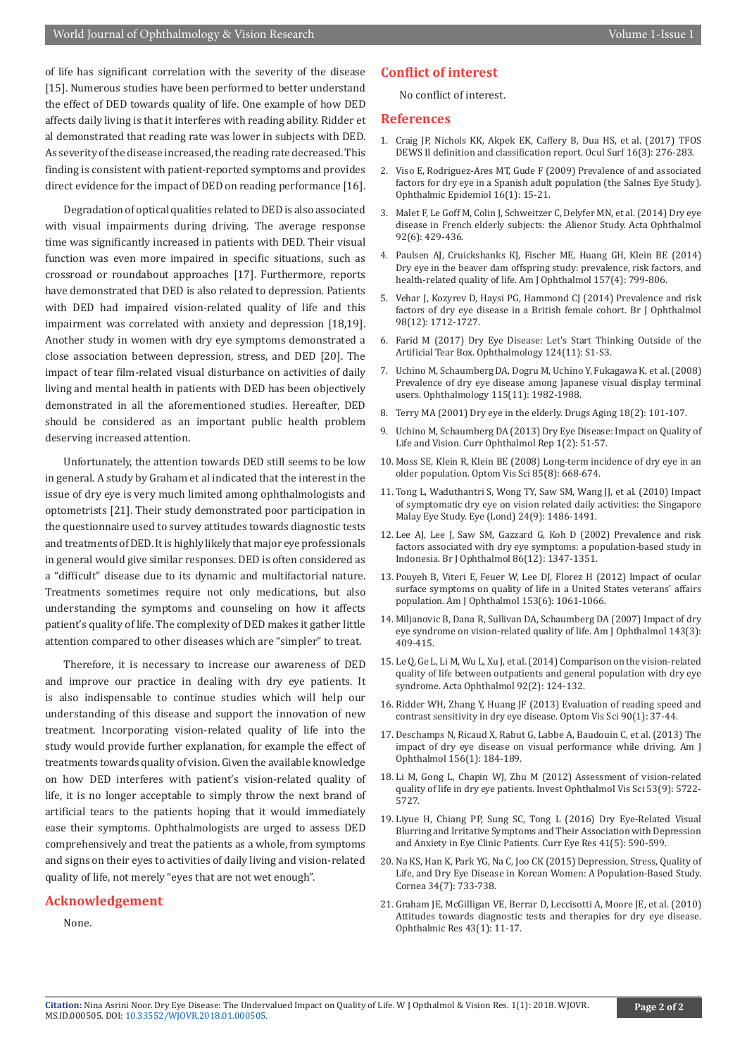of life has significant correlation with the severity of the disease [15]. Numerous studies have been performed to better understand the effect of DED towards quality of life. One example of how DED affects daily living is that it interferes with reading ability. Ridder et al demonstrated that reading rate was lower in subjects with DED. As severity of the disease increased, the reading rate decreased. This finding is consistent with patient-reported symptoms and provides direct evidence for the impact of DED on reading performance [16].

Degradation of optical qualities related to DED is also associated with visual impairments during driving. The average response time was significantly increased in patients with DED. Their visual function was even more impaired in specific situations, such as crossroad or roundabout approaches [17]. Furthermore, reports have demonstrated that DED is also related to depression. Patients with DED had impaired vision-related quality of life and this impairment was correlated with anxiety and depression [18,19]. Another study in women with dry eye symptoms demonstrated a close association between depression, stress, and DED [20]. The impact of tear film-related visual disturbance on activities of daily living and mental health in patients with DED has been objectively demonstrated in all the aforementioned studies. Hereafter, DED should be considered as an important public health problem deserving increased attention.

Unfortunately, the attention towards DED still seems to be low in general. A study by Graham et al indicated that the interest in the issue of dry eye is very much limited among ophthalmologists and optometrists [21]. Their study demonstrated poor participation in the questionnaire used to survey attitudes towards diagnostic tests and treatments of DED. It is highly likely that major eye professionals in general would give similar responses. DED is often considered as a "difficult" disease due to its dynamic and multifactorial nature. Treatments sometimes require not only medications, but also understanding the symptoms and counseling on how it affects patient's quality of life. The complexity of DED makes it gather little attention compared to other diseases which are "simpler" to treat.

Therefore, it is necessary to increase our awareness of DED and improve our practice in dealing with dry eye patients. It is also indispensable to continue studies which will help our understanding of this disease and support the innovation of new treatment. Incorporating vision-related quality of life into the study would provide further explanation, for example the effect of treatments towards quality of vision. Given the available knowledge on how DED interferes with patient's vision-related quality of life, it is no longer acceptable to simply throw the next brand of artificial tears to the patients hoping that it would immediately ease their symptoms. Ophthalmologists are urged to assess DED comprehensively and treat the patients as a whole, from symptoms and signs on their eyes to activities of daily living and vision-related quality of life, not merely "eyes that are not wet enough".

## Acknowledgement

None.

## Conflict of interest

No conflict of interest.

## References

1. Craig JP, Nichols KK, Akpek EK, Caffery B, Dua HS, et al. (2017) TFOS DEWS II definition and classification report. Ocul Surf 16(3): 276-283.
2. Viso E, Rodriguez-Ares MT, Gude F (2009) Prevalence of and associated factors for dry eye in a Spanish adult population (the Salnes Eye Study). Ophthalmic Epidemiol 16(1): 15-21.
3. Malet F, Le Goff M, Colin J, Schweitzer C, Delyfer MN, et al. (2014) Dry eye disease in French elderly subjects: the Alienor Study. Acta Ophthalmol 92(6): 429-436.
4. Paulsen AJ, Cruickshanks KJ, Fischer ME, Huang GH, Klein BE (2014) Dry eye in the beaver dam offspring study: prevalence, risk factors, and health-related quality of life. Am J Ophthalmol 157(4): 799-806.
5. Vehar J, Kozyrev D, Haysi PG, Hammond CJ (2014) Prevalence and risk factors of dry eye disease in a British female cohort. Br J Ophthalmol 98(12): 1712-1727.
6. Farid M (2017) Dry Eye Disease: Let's Start Thinking Outside of the Artificial Tear Box. Ophthalmology 124(11): S1-S3.
7. Uchino M, Schaumberg DA, Dogru M, Uchino Y, Fukagawa K, et al. (2008) Prevalence of dry eye disease among Japanese visual display terminal users. Ophthalmology 115(11): 1982-1988.
8. Terry MA (2001) Dry eye in the elderly. Drugs Aging 18(2): 101-107.
9. Uchino M, Schaumberg DA (2013) Dry Eye Disease: Impact on Quality of Life and Vision. Curr Ophthalmol Rep 1(2): 51-57.
10. Moss SE, Klein R, Klein BE (2008) Long-term incidence of dry eye in an older population. Optom Vis Sci 85(8): 668-674.
11. Tong L, Waduthantri S, Wong TY, Saw SM, Wang JJ, et al. (2010) Impact of symptomatic dry eye on vision related daily activities: the Singapore Malay Eye Study. Eye (Lond) 24(9): 1486-1491.
12. Lee AJ, Lee J, Saw SM, Gazzard G, Koh D (2002) Prevalence and risk factors associated with dry eye symptoms: a population-based study in Indonesia. Br J Ophthalmol 86(12): 1347-1351.
13. Pouyeh B, Viteri E, Feuer W, Lee DJ, Florez H (2012) Impact of ocular surface symptoms on quality of life in a United States veterans' affairs population. Am J Ophthalmol 153(6): 1061-1066.
14. Miljanovic B, Dana R, Sullivan DA, Schaumberg DA (2007) Impact of dry eye syndrome on vision-related quality of life. Am J Ophthalmol 143(3): 409-415.
15. Le Q, Ge L, Li M, Wu L, Xu J, et al. (2014) Comparison on the vision-related quality of life between outpatients and general population with dry eye syndrome. Acta Ophthalmol 92(2): 124-132.
16. Ridder WH, Zhang Y, Huang JF (2013) Evaluation of reading speed and contrast sensitivity in dry eye disease. Optom Vis Sci 90(1): 37-44.
17. Deschamps N, Ricaud X, Rabut G, Labbe A, Baudouin C, et al. (2013) The impact of dry eye disease on visual performance while driving. Am J Ophthalmol 156(1): 184-189.
18. Li M, Gong L, Chapin WJ, Zhu M (2012) Assessment of vision-related quality of life in dry eye patients. Invest Ophthalmol Vis Sci 53(9): 5722-5727.
19. Liyue H, Chiang PP, Sung SC, Tong L (2016) Dry Eye-Related Visual Blurring and Irritative Symptoms and Their Association with Depression and Anxiety in Eye Clinic Patients. Curr Eye Res 41(5): 590-599.
20. Na KS, Han K, Park YG, Na C, Joo CK (2015) Depression, Stress, Quality of Life, and Dry Eye Disease in Korean Women: A Population-Based Study. Cornea 34(7): 733-738.
21. Graham JE, McGilligan VE, Berrar D, Leccisotti A, Moore JE, et al. (2010) Attitudes towards diagnostic tests and therapies for dry eye disease. Ophthalmic Res 43(1): 11-17.